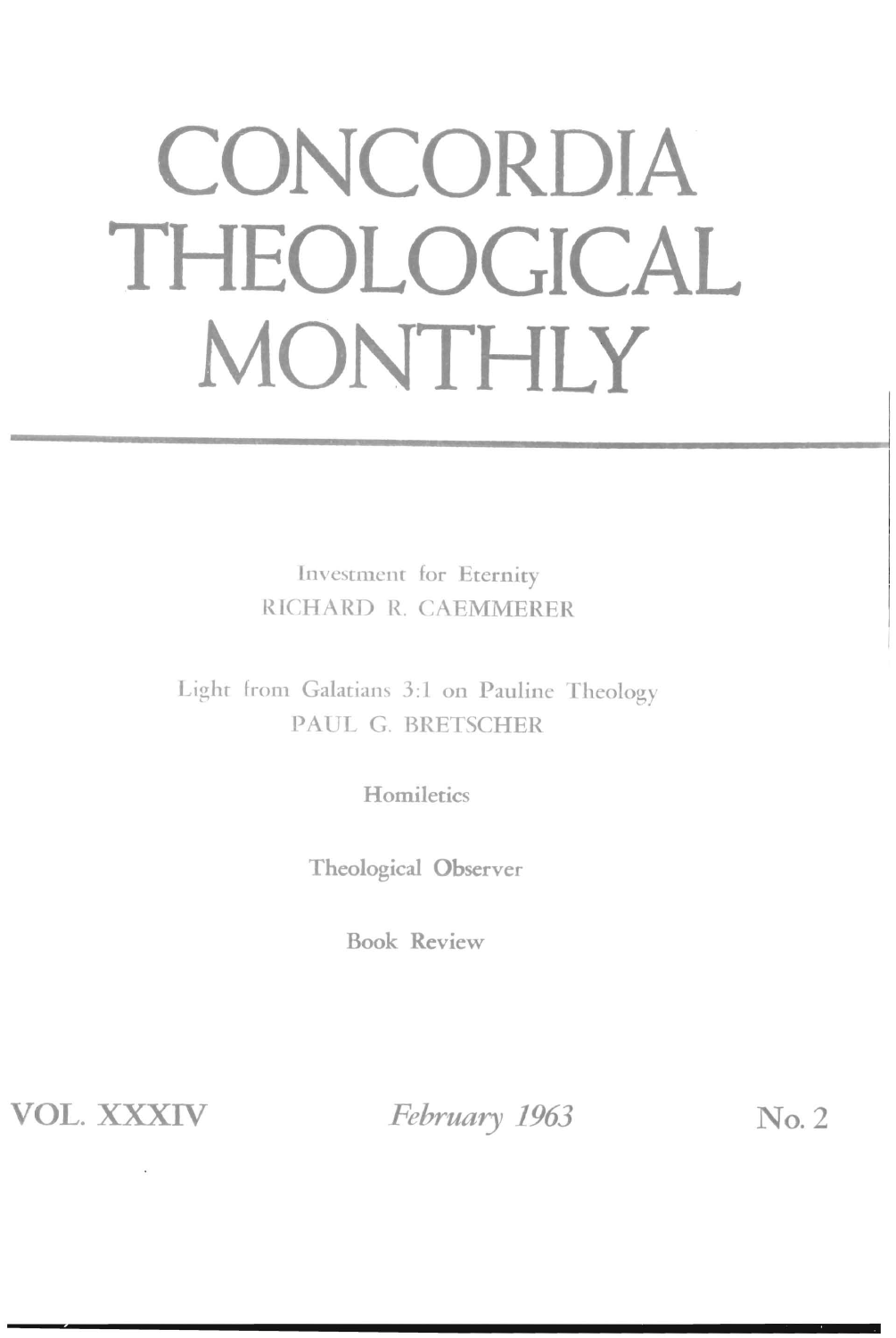# CONCORDIA THEOLOGICAL MONTHLY

Investment for Eternity
RICHARD R. CAEMMERER

Light from Galatians 3:1 on Pauline Theology
PAUL G. BRETSCHER

Homiletics

Theological Observer

Book Review

VOL. XXXIV | *February 1963* | No. 2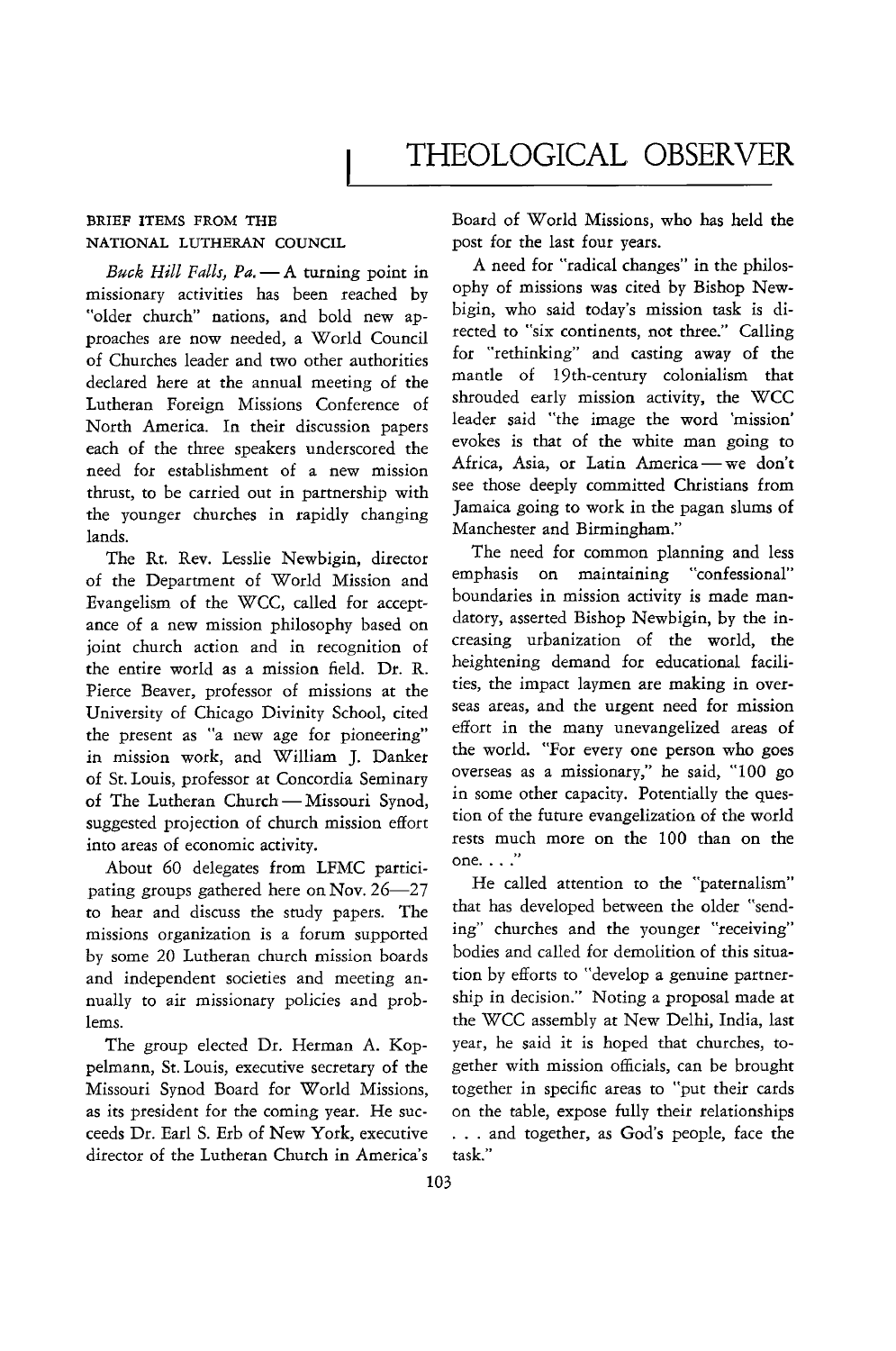# THEOLOGICAL OBSERVER

BRIEF ITEMS FROM THE NATIONAL LUTHERAN COUNCIL

*Buck Hill Falls, Pa.* — A turning point in missionary activities has been reached by "older church" nations, and bold new approaches are now needed, a World Council of Churches leader and two other authorities declared here at the annual meeting of the Lutheran Foreign Missions Conference of North America. In their discussion papers each of the three speakers underscored the need for establishment of a new mission thrust, to be carried out in partnership with the younger churches in rapidly changing lands.

The Rt. Rev. Lesslie Newbigin, director of the Department of World Mission and Evangelism of the WCC, called for acceptance of a new mission philosophy based on joint church action and in recognition of the entire world as a mission field. Dr. R. Pierce Beaver, professor of missions at the University of Chicago Divinity School, cited the present as "a new age for pioneering" in mission work, and William J. Danker of St. Louis, professor at Concordia Seminary of The Lutheran Church — Missouri Synod, suggested projection of church mission effort into areas of economic activity.

About 60 delegates from LFMC participating groups gathered here on Nov. 26—27 to hear and discuss the study papers. The missions organization is a forum supported by some 20 Lutheran church mission boards and independent societies and meeting annually to air missionary policies and problems.

The group elected Dr. Herman A. Koppelmann, St. Louis, executive secretary of the Missouri Synod Board for World Missions, as its president for the coming year. He succeeds Dr. Earl S. Erb of New York, executive director of the Lutheran Church in America's Board of World Missions, who has held the post for the last four years.

A need for "radical changes" in the philosophy of missions was cited by Bishop Newbigin, who said today's mission task is directed to "six continents, not three." Calling for "rethinking" and casting away of the mantle of 19th-century colonialism that shrouded early mission activity, the WCC leader said "the image the word 'mission' evokes is that of the white man going to Africa, Asia, or Latin America — we don't see those deeply committed Christians from Jamaica going to work in the pagan slums of Manchester and Birmingham."

The need for common planning and less emphasis on maintaining "confessional" boundaries in mission activity is made mandatory, asserted Bishop Newbigin, by the increasing urbanization of the world, the heightening demand for educational facilities, the impact laymen are making in overseas areas, and the urgent need for mission effort in the many unevangelized areas of the world. "For every one person who goes overseas as a missionary," he said, "100 go in some other capacity. Potentially the question of the future evangelization of the world rests much more on the 100 than on the one. . . ."

He called attention to the "paternalism" that has developed between the older "sending" churches and the younger "receiving" bodies and called for demolition of this situation by efforts to "develop a genuine partnership in decision." Noting a proposal made at the WCC assembly at New Delhi, India, last year, he said it is hoped that churches, together with mission officials, can be brought together in specific areas to "put their cards on the table, expose fully their relationships . . . and together, as God's people, face the task."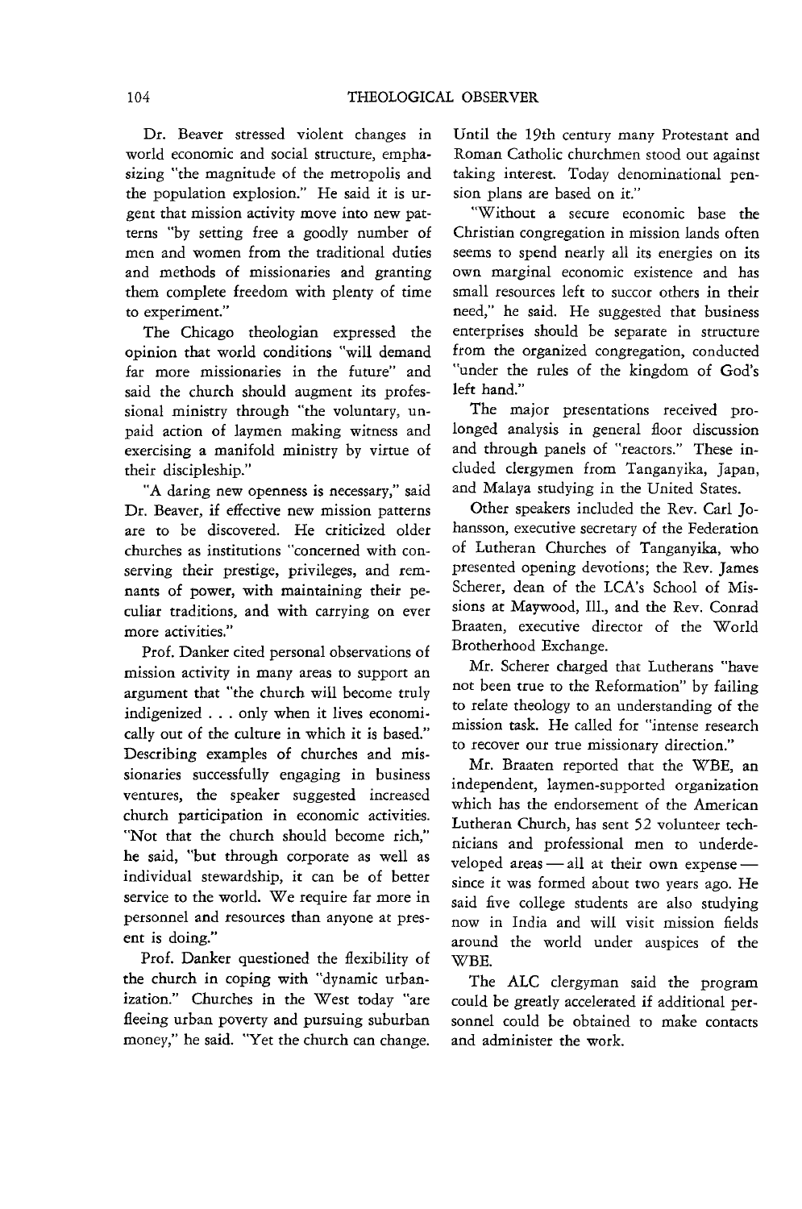Dr. Beaver stressed violent changes in world economic and social structure, emphasizing "the magnitude of the metropolis and the population explosion." He said it is urgent that mission activity move into new patterns "by setting free a goodly number of men and women from the traditional duties and methods of missionaries and granting them complete freedom with plenty of time to experiment."

The Chicago theologian expressed the opinion that world conditions "will demand far more missionaries in the future" and said the church should augment its professional ministry through "the voluntary, unpaid action of laymen making witness and exercising a manifold ministry by virtue of their discipleship."

"A daring new openness is necessary," said Dr. Beaver, if effective new mission patterns are to be discovered. He criticized older churches as institutions "concerned with conserving their prestige, privileges, and remnants of power, with maintaining their peculiar traditions, and with carrying on ever more activities."

Prof. Danker cited personal observations of mission activity in many areas to support an argument that "the church will become truly indigenized . . . only when it lives economically out of the culture in which it is based." Describing examples of churches and missionaries successfully engaging in business ventures, the speaker suggested increased church participation in economic activities. "Not that the church should become rich," he said, "but through corporate as well as individual stewardship, it can be of better service to the world. We require far more in personnel and resources than anyone at present is doing."

Prof. Danker questioned the flexibility of the church in coping with "dynamic urbanization." Churches in the West today "are fleeing urban poverty and pursuing suburban money," he said. "Yet the church can change. Until the 19th century many Protestant and Roman Catholic churchmen stood out against taking interest. Today denominational pension plans are based on it."

"Without a secure economic base the Christian congregation in mission lands often seems to spend nearly all its energies on its own marginal economic existence and has small resources left to succor others in their need," he said. He suggested that business enterprises should be separate in structure from the organized congregation, conducted "under the rules of the kingdom of God's left hand."

The major presentations received prolonged analysis in general floor discussion and through panels of "reactors." These included clergymen from Tanganyika, Japan, and Malaya studying in the United States.

Other speakers included the Rev. Carl Johansson, executive secretary of the Federation of Lutheran Churches of Tanganyika, who presented opening devotions; the Rev. James Scherer, dean of the LCA's School of Missions at Maywood, Ill., and the Rev. Conrad Braaten, executive director of the World Brotherhood Exchange.

Mr. Scherer charged that Lutherans "have not been true to the Reformation" by failing to relate theology to an understanding of the mission task. He called for "intense research to recover our true missionary direction."

Mr. Braaten reported that the WBE, an independent, laymen-supported organization which has the endorsement of the American Lutheran Church, has sent 52 volunteer technicians and professional men to underdeveloped areas — all at their own expense — since it was formed about two years ago. He said five college students are also studying now in India and will visit mission fields around the world under auspices of the WBE.

The ALC clergyman said the program could be greatly accelerated if additional personnel could be obtained to make contacts and administer the work.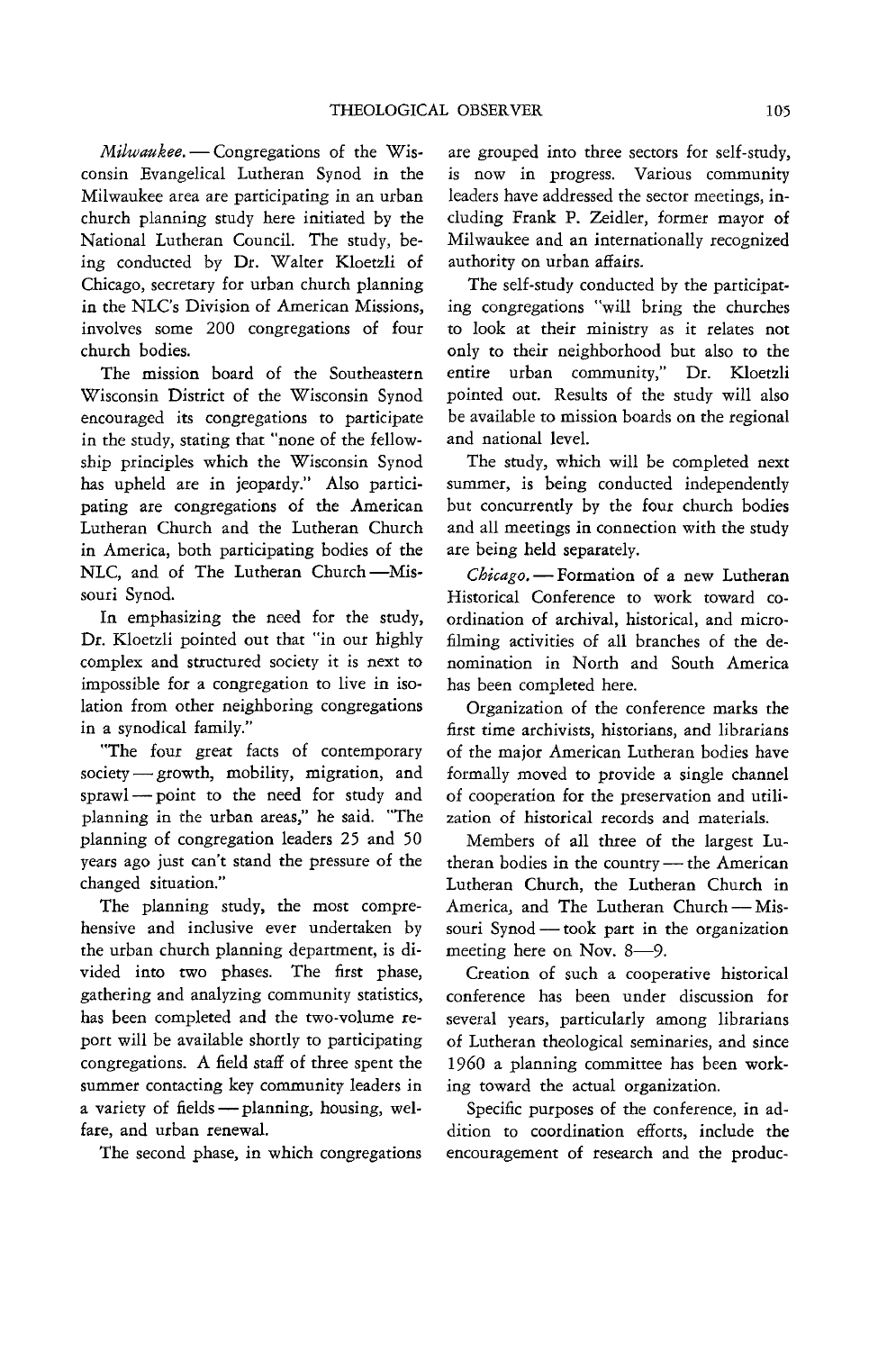*Milwaukee.* — Congregations of the Wisconsin Evangelical Lutheran Synod in the Milwaukee area are participating in an urban church planning study here initiated by the National Lutheran Council. The study, being conducted by Dr. Walter Kloetzli of Chicago, secretary for urban church planning in the NLC's Division of American Missions, involves some 200 congregations of four church bodies.

The mission board of the Southeastern Wisconsin District of the Wisconsin Synod encouraged its congregations to participate in the study, stating that "none of the fellowship principles which the Wisconsin Synod has upheld are in jeopardy." Also participating are congregations of the American Lutheran Church and the Lutheran Church in America, both participating bodies of the NLC, and of The Lutheran Church — Missouri Synod.

In emphasizing the need for the study, Dr. Kloetzli pointed out that "in our highly complex and structured society it is next to impossible for a congregation to live in isolation from other neighboring congregations in a synodical family."

"The four great facts of contemporary society — growth, mobility, migration, and sprawl — point to the need for study and planning in the urban areas," he said. "The planning of congregation leaders 25 and 50 years ago just can't stand the pressure of the changed situation."

The planning study, the most comprehensive and inclusive ever undertaken by the urban church planning department, is divided into two phases. The first phase, gathering and analyzing community statistics, has been completed and the two-volume report will be available shortly to participating congregations. A field staff of three spent the summer contacting key community leaders in a variety of fields — planning, housing, welfare, and urban renewal.

The second phase, in which congregations are grouped into three sectors for self-study, is now in progress. Various community leaders have addressed the sector meetings, including Frank P. Zeidler, former mayor of Milwaukee and an internationally recognized authority on urban affairs.

The self-study conducted by the participating congregations "will bring the churches to look at their ministry as it relates not only to their neighborhood but also to the entire urban community," Dr. Kloetzli pointed out. Results of the study will also be available to mission boards on the regional and national level.

The study, which will be completed next summer, is being conducted independently but concurrently by the four church bodies and all meetings in connection with the study are being held separately.

*Chicago.* — Formation of a new Lutheran Historical Conference to work toward coordination of archival, historical, and microfilming activities of all branches of the denomination in North and South America has been completed here.

Organization of the conference marks the first time archivists, historians, and librarians of the major American Lutheran bodies have formally moved to provide a single channel of cooperation for the preservation and utilization of historical records and materials.

Members of all three of the largest Lutheran bodies in the country — the American Lutheran Church, the Lutheran Church in America, and The Lutheran Church — Missouri Synod — took part in the organization meeting here on Nov. 8—9.

Creation of such a cooperative historical conference has been under discussion for several years, particularly among librarians of Lutheran theological seminaries, and since 1960 a planning committee has been working toward the actual organization.

Specific purposes of the conference, in addition to coordination efforts, include the encouragement of research and the produc-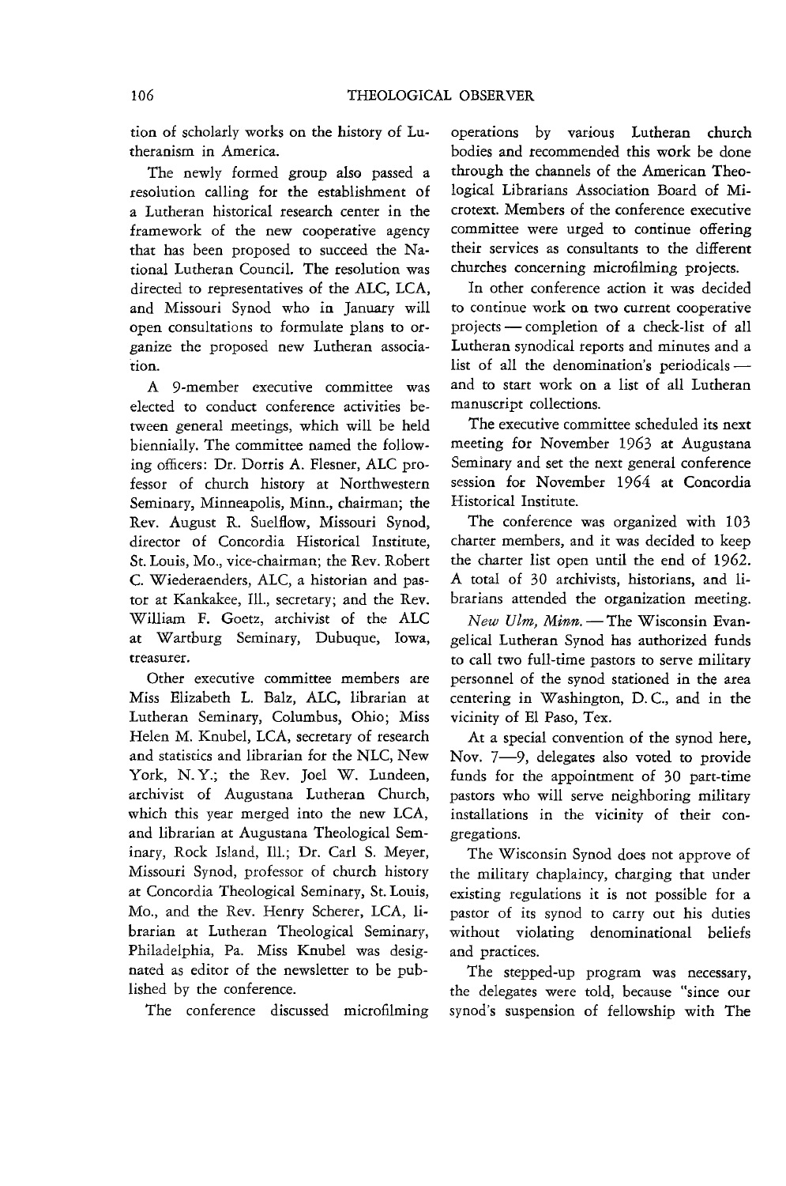tion of scholarly works on the history of Lutheranism in America.

The newly formed group also passed a resolution calling for the establishment of a Lutheran historical research center in the framework of the new cooperative agency that has been proposed to succeed the National Lutheran Council. The resolution was directed to representatives of the ALC, LCA, and Missouri Synod who in January will open consultations to formulate plans to organize the proposed new Lutheran association.

A 9-member executive committee was elected to conduct conference activities between general meetings, which will be held biennially. The committee named the following officers: Dr. Dorris A. Flesner, ALC professor of church history at Northwestern Seminary, Minneapolis, Minn., chairman; the Rev. August R. Suelflow, Missouri Synod, director of Concordia Historical Institute, St. Louis, Mo., vice-chairman; the Rev. Robert C. Wiederaenders, ALC, a historian and pastor at Kankakee, Ill., secretary; and the Rev. William F. Goetz, archivist of the ALC at Wartburg Seminary, Dubuque, Iowa, treasurer.

Other executive committee members are Miss Elizabeth L. Balz, ALC, librarian at Lutheran Seminary, Columbus, Ohio; Miss Helen M. Knubel, LCA, secretary of research and statistics and librarian for the NLC, New York, N.Y.; the Rev. Joel W. Lundeen, archivist of Augustana Lutheran Church, which this year merged into the new LCA, and librarian at Augustana Theological Seminary, Rock Island, Ill.; Dr. Carl S. Meyer, Missouri Synod, professor of church history at Concordia Theological Seminary, St. Louis, Mo., and the Rev. Henry Scherer, LCA, librarian at Lutheran Theological Seminary, Philadelphia, Pa. Miss Knubel was designated as editor of the newsletter to be published by the conference.

The conference discussed microfilming operations by various Lutheran church bodies and recommended this work be done through the channels of the American Theological Librarians Association Board of Microtext. Members of the conference executive committee were urged to continue offering their services as consultants to the different churches concerning microfilming projects.

In other conference action it was decided to continue work on two current cooperative projects — completion of a check-list of all Lutheran synodical reports and minutes and a list of all the denomination's periodicals — and to start work on a list of all Lutheran manuscript collections.

The executive committee scheduled its next meeting for November 1963 at Augustana Seminary and set the next general conference session for November 1964 at Concordia Historical Institute.

The conference was organized with 103 charter members, and it was decided to keep the charter list open until the end of 1962. A total of 30 archivists, historians, and librarians attended the organization meeting.

*New Ulm, Minn.* — The Wisconsin Evangelical Lutheran Synod has authorized funds to call two full-time pastors to serve military personnel of the synod stationed in the area centering in Washington, D.C., and in the vicinity of El Paso, Tex.

At a special convention of the synod here, Nov. 7—9, delegates also voted to provide funds for the appointment of 30 part-time pastors who will serve neighboring military installations in the vicinity of their congregations.

The Wisconsin Synod does not approve of the military chaplaincy, charging that under existing regulations it is not possible for a pastor of its synod to carry out his duties without violating denominational beliefs and practices.

The stepped-up program was necessary, the delegates were told, because "since our synod's suspension of fellowship with The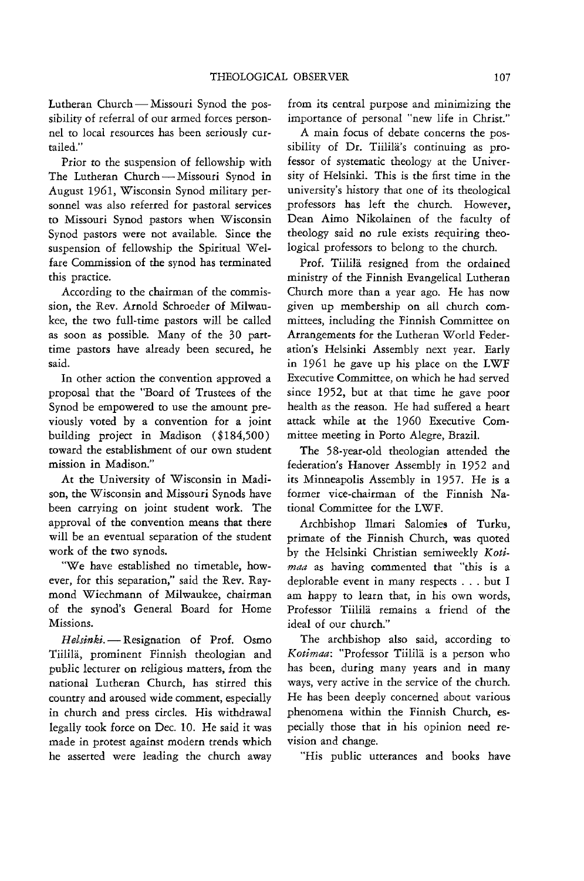Lutheran Church — Missouri Synod the possibility of referral of our armed forces personnel to local resources has been seriously curtailed."

Prior to the suspension of fellowship with The Lutheran Church — Missouri Synod in August 1961, Wisconsin Synod military personnel was also referred for pastoral services to Missouri Synod pastors when Wisconsin Synod pastors were not available. Since the suspension of fellowship the Spiritual Welfare Commission of the synod has terminated this practice.

According to the chairman of the commission, the Rev. Arnold Schroeder of Milwaukee, the two full-time pastors will be called as soon as possible. Many of the 30 part-time pastors have already been secured, he said.

In other action the convention approved a proposal that the "Board of Trustees of the Synod be empowered to use the amount previously voted by a convention for a joint building project in Madison ($184,500) toward the establishment of our own student mission in Madison."

At the University of Wisconsin in Madison, the Wisconsin and Missouri Synods have been carrying on joint student work. The approval of the convention means that there will be an eventual separation of the student work of the two synods.

"We have established no timetable, however, for this separation," said the Rev. Raymond Wiechmann of Milwaukee, chairman of the synod's General Board for Home Missions.

*Helsinki.* — Resignation of Prof. Osmo Tiililä, prominent Finnish theologian and public lecturer on religious matters, from the national Lutheran Church, has stirred this country and aroused wide comment, especially in church and press circles. His withdrawal legally took force on Dec. 10. He said it was made in protest against modern trends which he asserted were leading the church away from its central purpose and minimizing the importance of personal "new life in Christ."

A main focus of debate concerns the possibility of Dr. Tiililä's continuing as professor of systematic theology at the University of Helsinki. This is the first time in the university's history that one of its theological professors has left the church. However, Dean Aimo Nikolainen of the faculty of theology said no rule exists requiring theological professors to belong to the church.

Prof. Tiililä resigned from the ordained ministry of the Finnish Evangelical Lutheran Church more than a year ago. He has now given up membership on all church committees, including the Finnish Committee on Arrangements for the Lutheran World Federation's Helsinki Assembly next year. Early in 1961 he gave up his place on the LWF Executive Committee, on which he had served since 1952, but at that time he gave poor health as the reason. He had suffered a heart attack while at the 1960 Executive Committee meeting in Porto Alegre, Brazil.

The 58-year-old theologian attended the federation's Hanover Assembly in 1952 and its Minneapolis Assembly in 1957. He is a former vice-chairman of the Finnish National Committee for the LWF.

Archbishop Ilmari Salomies of Turku, primate of the Finnish Church, was quoted by the Helsinki Christian semiweekly *Kotimaa* as having commented that "this is a deplorable event in many respects . . . but I am happy to learn that, in his own words, Professor Tiililä remains a friend of the ideal of our church."

The archbishop also said, according to *Kotimaa*: "Professor Tiililä is a person who has been, during many years and in many ways, very active in the service of the church. He has been deeply concerned about various phenomena within the Finnish Church, especially those that in his opinion need revision and change.

"His public utterances and books have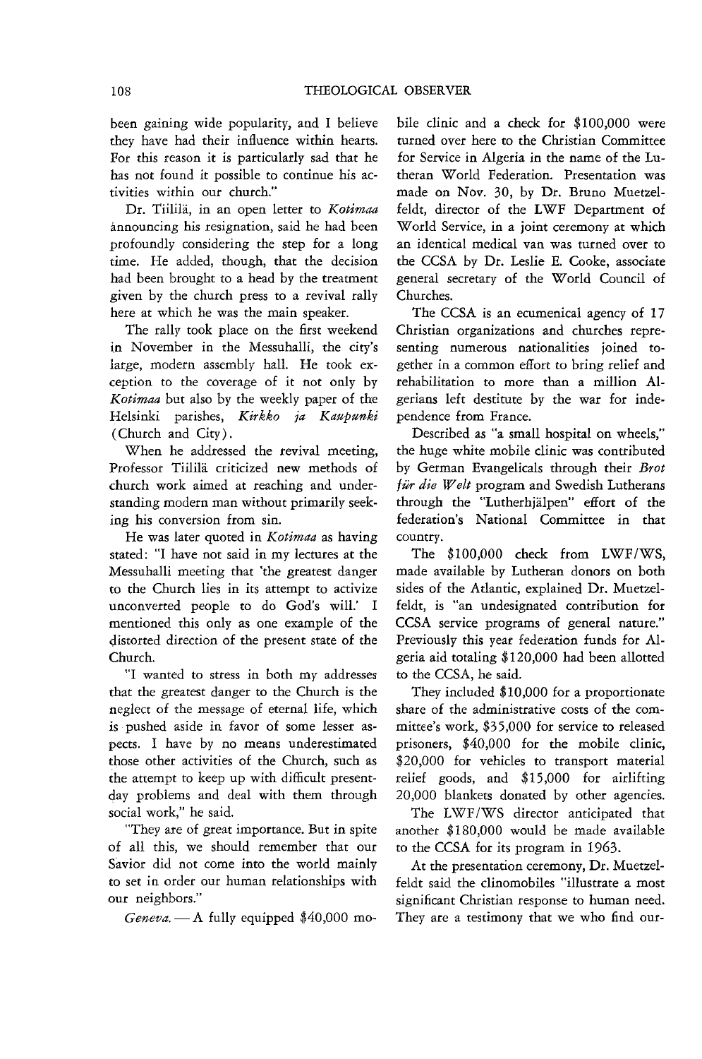been gaining wide popularity, and I believe they have had their influence within hearts. For this reason it is particularly sad that he has not found it possible to continue his activities within our church."

Dr. Tiililä, in an open letter to *Kotimaa* announcing his resignation, said he had been profoundly considering the step for a long time. He added, though, that the decision had been brought to a head by the treatment given by the church press to a revival rally here at which he was the main speaker.

The rally took place on the first weekend in November in the Messuhalli, the city's large, modern assembly hall. He took exception to the coverage of it not only by *Kotimaa* but also by the weekly paper of the Helsinki parishes, *Kirkko ja Kaupunki* (Church and City).

When he addressed the revival meeting, Professor Tiililä criticized new methods of church work aimed at reaching and understanding modern man without primarily seeking his conversion from sin.

He was later quoted in *Kotimaa* as having stated: "I have not said in my lectures at the Messuhalli meeting that 'the greatest danger to the Church lies in its attempt to activize unconverted people to do God's will.' I mentioned this only as one example of the distorted direction of the present state of the Church.

"I wanted to stress in both my addresses that the greatest danger to the Church is the neglect of the message of eternal life, which is pushed aside in favor of some lesser aspects. I have by no means underestimated those other activities of the Church, such as the attempt to keep up with difficult present-day problems and deal with them through social work," he said.

"They are of great importance. But in spite of all this, we should remember that our Savior did not come into the world mainly to set in order our human relationships with our neighbors."

*Geneva.* — A fully equipped $40,000 mobile clinic and a check for $100,000 were turned over here to the Christian Committee for Service in Algeria in the name of the Lutheran World Federation. Presentation was made on Nov. 30, by Dr. Bruno Muetzelfeldt, director of the LWF Department of World Service, in a joint ceremony at which an identical medical van was turned over to the CCSA by Dr. Leslie E. Cooke, associate general secretary of the World Council of Churches.

The CCSA is an ecumenical agency of 17 Christian organizations and churches representing numerous nationalities joined together in a common effort to bring relief and rehabilitation to more than a million Algerians left destitute by the war for independence from France.

Described as "a small hospital on wheels," the huge white mobile clinic was contributed by German Evangelicals through their *Brot für die Welt* program and Swedish Lutherans through the "Lutherhjälpen" effort of the federation's National Committee in that country.

The $100,000 check from LWF/WS, made available by Lutheran donors on both sides of the Atlantic, explained Dr. Muetzelfeldt, is "an undesignated contribution for CCSA service programs of general nature." Previously this year federation funds for Algeria aid totaling $120,000 had been allotted to the CCSA, he said.

They included $10,000 for a proportionate share of the administrative costs of the committee's work, $35,000 for service to released prisoners, $40,000 for the mobile clinic, $20,000 for vehicles to transport material relief goods, and $15,000 for airlifting 20,000 blankets donated by other agencies.

The LWF/WS director anticipated that another $180,000 would be made available to the CCSA for its program in 1963.

At the presentation ceremony, Dr. Muetzelfeldt said the clinomobiles "illustrate a most significant Christian response to human need. They are a testimony that we who find our-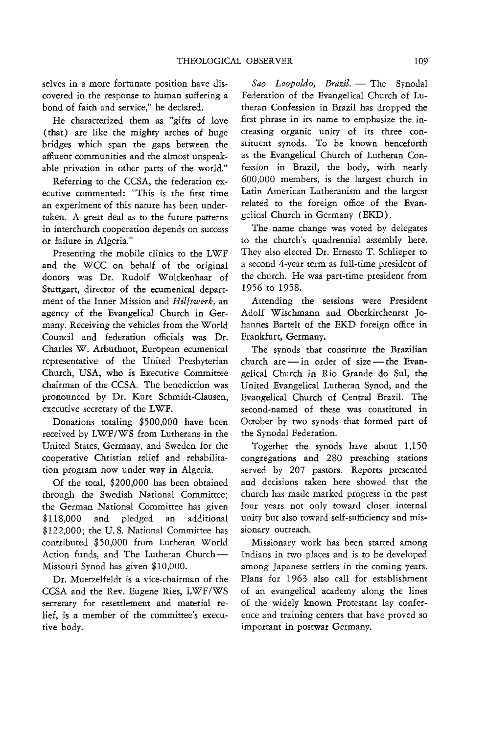selves in a more fortunate position have discovered in the response to human suffering a bond of faith and service," he declared.

He characterized them as "gifts of love (that) are like the mighty arches of huge bridges which span the gaps between the affluent communities and the almost unspeakable privation in other parts of the world."

Referring to the CCSA, the federation executive commented: "This is the first time an experiment of this nature has been undertaken. A great deal as to the future patterns in interchurch cooperation depends on success or failure in Algeria."

Presenting the mobile clinics to the LWF and the WCC on behalf of the original donors was Dr. Rudolf Wolckenhaar of Stuttgart, director of the ecumenical department of the Inner Mission and *Hilfswerk,* an agency of the Evangelical Church in Germany. Receiving the vehicles from the World Council and federation officials was Dr. Charles W. Arbuthnot, European ecumenical representative of the United Presbyterian Church, USA, who is Executive Committee chairman of the CCSA. The benediction was pronounced by Dr. Kurt Schmidt-Clausen, executive secretary of the LWF.

Donations totaling $500,000 have been received by LWF/WS from Lutherans in the United States, Germany, and Sweden for the cooperative Christian relief and rehabilitation program now under way in Algeria.

Of the total, $200,000 has been obtained through the Swedish National Committee; the German National Committee has given $118,000 and pledged an additional $122,000; the U. S. National Committee has contributed $50,000 from Lutheran World Action funds, and The Lutheran Church — Missouri Synod has given $10,000.

Dr. Muetzelfeldt is a vice-chairman of the CCSA and the Rev. Eugene Ries, LWF/WS secretary for resettlement and material relief, is a member of the committee's executive body.

*Sao Leopoldo, Brazil.* — The Synodal Federation of the Evangelical Church of Lutheran Confession in Brazil has dropped the first phrase in its name to emphasize the increasing organic unity of its three constituent synods. To be known henceforth as the Evangelical Church of Lutheran Confession in Brazil, the body, with nearly 600,000 members, is the largest church in Latin American Lutheranism and the largest related to the foreign office of the Evangelical Church in Germany (EKD).

The name change was voted by delegates to the church's quadrennial assembly here. They also elected Dr. Ernesto T. Schlieper to a second 4-year term as full-time president of the church. He was part-time president from 1956 to 1958.

Attending the sessions were President Adolf Wischmann and Oberkirchenrat Johannes Bartelt of the EKD foreign office in Frankfurt, Germany.

The synods that constitute the Brazilian church are — in order of size — the Evangelical Church in Rio Grande do Sul, the United Evangelical Lutheran Synod, and the Evangelical Church of Central Brazil. The second-named of these was constituted in October by two synods that formed part of the Synodal Federation.

Together the synods have about 1,150 congregations and 280 preaching stations served by 207 pastors. Reports presented and decisions taken here showed that the church has made marked progress in the past four years not only toward closer internal unity but also toward self-sufficiency and missionary outreach.

Missionary work has been started among Indians in two places and is to be developed among Japanese settlers in the coming years. Plans for 1963 also call for establishment of an evangelical academy along the lines of the widely known Protestant lay conference and training centers that have proved so important in postwar Germany.